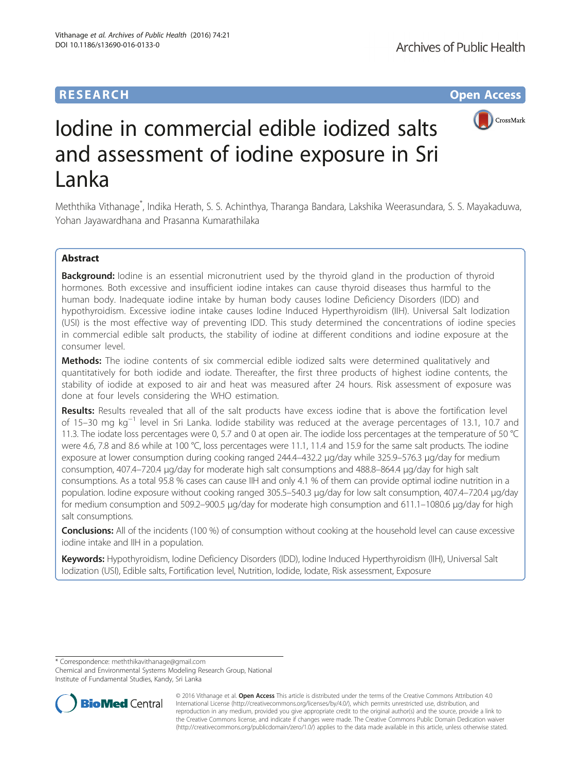RESEARCH Open Access

# Iodine in commercial edible iodized salts and assessment of iodine exposure in Sri Lanka

Meththika Vithanage*, Indika Herath, S. S. Achinthya, Tharanga Bandara, Lakshika Weerasundara, S. S. Mayakaduwa, Yohan Jayawardhana and Prasanna Kumarathilaka

## Abstract

**Background:** Iodine is an essential micronutrient used by the thyroid gland in the production of thyroid hormones. Both excessive and insufficient iodine intakes can cause thyroid diseases thus harmful to the human body. Inadequate iodine intake by human body causes Iodine Deficiency Disorders (IDD) and hypothyroidism. Excessive iodine intake causes Iodine Induced Hyperthyroidism (IIH). Universal Salt Iodization (USI) is the most effective way of preventing IDD. This study determined the concentrations of iodine species in commercial edible salt products, the stability of iodine at different conditions and iodine exposure at the consumer level.

**Methods:** The iodine contents of six commercial edible iodized salts were determined qualitatively and quantitatively for both iodide and iodate. Thereafter, the first three products of highest iodine contents, the stability of iodide at exposed to air and heat was measured after 24 hours. Risk assessment of exposure was done at four levels considering the WHO estimation.

**Results:** Results revealed that all of the salt products have excess iodine that is above the fortification level of 15–30 mg $kg^{-1}$ level in Sri Lanka. Iodide stability was reduced at the average percentages of 13.1, 10.7 and 11.3. The iodate loss percentages were 0, 5.7 and 0 at open air. The iodide loss percentages at the temperature of 50 °C were 4.6, 7.8 and 8.6 while at 100 °C, loss percentages were 11.1, 11.4 and 15.9 for the same salt products. The iodine exposure at lower consumption during cooking ranged 244.4–432.2 μg/day while 325.9–576.3 μg/day for medium consumption, 407.4–720.4 μg/day for moderate high salt consumptions and 488.8–864.4 μg/day for high salt consumptions. As a total 95.8 % cases can cause IIH and only 4.1 % of them can provide optimal iodine nutrition in a population. Iodine exposure without cooking ranged 305.5–540.3 μg/day for low salt consumption, 407.4–720.4 μg/day for medium consumption and 509.2–900.5 μg/day for moderate high consumption and 611.1–1080.6 μg/day for high salt consumptions.

**Conclusions:** All of the incidents (100 %) of consumption without cooking at the household level can cause excessive iodine intake and IIH in a population.

**Keywords:** Hypothyroidism, Iodine Deficiency Disorders (IDD), Iodine Induced Hyperthyroidism (IIH), Universal Salt Iodization (USI), Edible salts, Fortification level, Nutrition, Iodide, Iodate, Risk assessment, Exposure

* Correspondence: meththikavithanage@gmail.com
Chemical and Environmental Systems Modeling Research Group, National Institute of Fundamental Studies, Kandy, Sri Lanka

© 2016 Vithanage et al. **Open Access** This article is distributed under the terms of the Creative Commons Attribution 4.0 International License (http://creativecommons.org/licenses/by/4.0/), which permits unrestricted use, distribution, and reproduction in any medium, provided you give appropriate credit to the original author(s) and the source, provide a link to the Creative Commons license, and indicate if changes were made. The Creative Commons Public Domain Dedication waiver (http://creativecommons.org/publicdomain/zero/1.0/) applies to the data made available in this article, unless otherwise stated.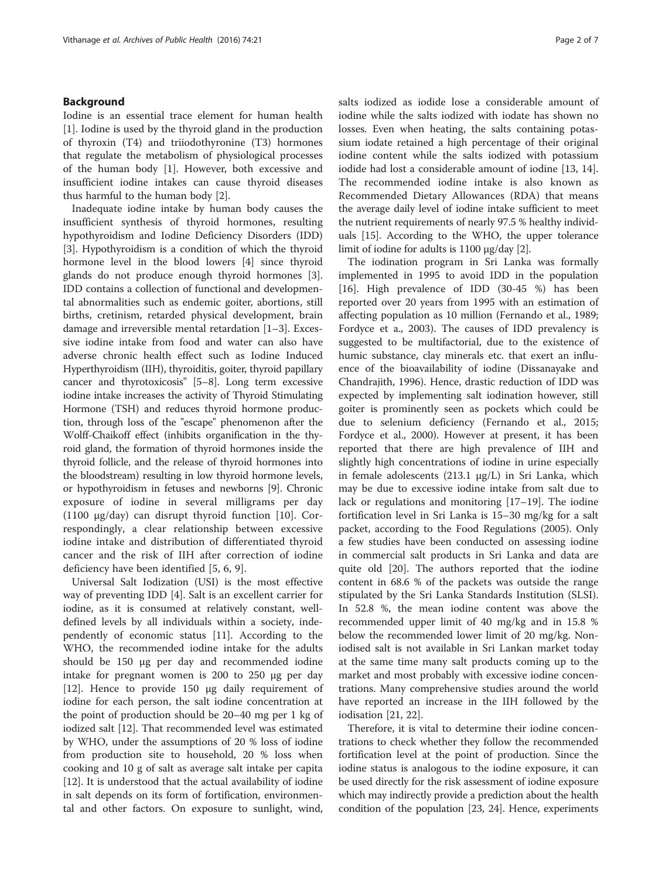## Background

Iodine is an essential trace element for human health [1]. Iodine is used by the thyroid gland in the production of thyroxin (T4) and triiodothyronine (T3) hormones that regulate the metabolism of physiological processes of the human body [1]. However, both excessive and insufficient iodine intakes can cause thyroid diseases thus harmful to the human body [2].

Inadequate iodine intake by human body causes the insufficient synthesis of thyroid hormones, resulting hypothyroidism and Iodine Deficiency Disorders (IDD) [3]. Hypothyroidism is a condition of which the thyroid hormone level in the blood lowers [4] since thyroid glands do not produce enough thyroid hormones [3]. IDD contains a collection of functional and developmental abnormalities such as endemic goiter, abortions, still births, cretinism, retarded physical development, brain damage and irreversible mental retardation [1–3]. Excessive iodine intake from food and water can also have adverse chronic health effect such as Iodine Induced Hyperthyroidism (IIH), thyroiditis, goiter, thyroid papillary cancer and thyrotoxicosis" [5–8]. Long term excessive iodine intake increases the activity of Thyroid Stimulating Hormone (TSH) and reduces thyroid hormone production, through loss of the "escape" phenomenon after the Wolff-Chaikoff effect (inhibits organification in the thyroid gland, the formation of thyroid hormones inside the thyroid follicle, and the release of thyroid hormones into the bloodstream) resulting in low thyroid hormone levels, or hypothyroidism in fetuses and newborns [9]. Chronic exposure of iodine in several milligrams per day (1100 μg/day) can disrupt thyroid function [10]. Correspondingly, a clear relationship between excessive iodine intake and distribution of differentiated thyroid cancer and the risk of IIH after correction of iodine deficiency have been identified [5, 6, 9].

Universal Salt Iodization (USI) is the most effective way of preventing IDD [4]. Salt is an excellent carrier for iodine, as it is consumed at relatively constant, well-defined levels by all individuals within a society, independently of economic status [11]. According to the WHO, the recommended iodine intake for the adults should be 150 μg per day and recommended iodine intake for pregnant women is 200 to 250 μg per day [12]. Hence to provide 150 μg daily requirement of iodine for each person, the salt iodine concentration at the point of production should be 20–40 mg per 1 kg of iodized salt [12]. That recommended level was estimated by WHO, under the assumptions of 20 % loss of iodine from production site to household, 20 % loss when cooking and 10 g of salt as average salt intake per capita [12]. It is understood that the actual availability of iodine in salt depends on its form of fortification, environmental and other factors. On exposure to sunlight, wind, salts iodized as iodide lose a considerable amount of iodine while the salts iodized with iodate has shown no losses. Even when heating, the salts containing potassium iodate retained a high percentage of their original iodine content while the salts iodized with potassium iodide had lost a considerable amount of iodine [13, 14]. The recommended iodine intake is also known as Recommended Dietary Allowances (RDA) that means the average daily level of iodine intake sufficient to meet the nutrient requirements of nearly 97.5 % healthy individuals [15]. According to the WHO, the upper tolerance limit of iodine for adults is 1100 μg/day [2].

The iodination program in Sri Lanka was formally implemented in 1995 to avoid IDD in the population [16]. High prevalence of IDD (30-45 %) has been reported over 20 years from 1995 with an estimation of affecting population as 10 million (Fernando et al., 1989; Fordyce et a., 2003). The causes of IDD prevalency is suggested to be multifactorial, due to the existence of humic substance, clay minerals etc. that exert an influence of the bioavailability of iodine (Dissanayake and Chandrajith, 1996). Hence, drastic reduction of IDD was expected by implementing salt iodination however, still goiter is prominently seen as pockets which could be due to selenium deficiency (Fernando et al., 2015; Fordyce et al., 2000). However at present, it has been reported that there are high prevalence of IIH and slightly high concentrations of iodine in urine especially in female adolescents (213.1 μg/L) in Sri Lanka, which may be due to excessive iodine intake from salt due to lack or regulations and monitoring [17–19]. The iodine fortification level in Sri Lanka is 15–30 mg/kg for a salt packet, according to the Food Regulations (2005). Only a few studies have been conducted on assessing iodine in commercial salt products in Sri Lanka and data are quite old [20]. The authors reported that the iodine content in 68.6 % of the packets was outside the range stipulated by the Sri Lanka Standards Institution (SLSI). In 52.8 %, the mean iodine content was above the recommended upper limit of 40 mg/kg and in 15.8 % below the recommended lower limit of 20 mg/kg. Non-iodised salt is not available in Sri Lankan market today at the same time many salt products coming up to the market and most probably with excessive iodine concentrations. Many comprehensive studies around the world have reported an increase in the IIH followed by the iodisation [21, 22].

Therefore, it is vital to determine their iodine concentrations to check whether they follow the recommended fortification level at the point of production. Since the iodine status is analogous to the iodine exposure, it can be used directly for the risk assessment of iodine exposure which may indirectly provide a prediction about the health condition of the population [23, 24]. Hence, experiments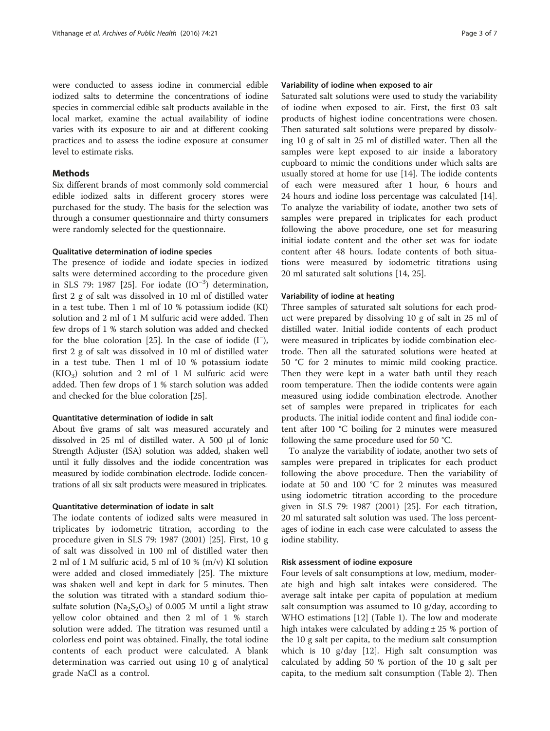were conducted to assess iodine in commercial edible iodized salts to determine the concentrations of iodine species in commercial edible salt products available in the local market, examine the actual availability of iodine varies with its exposure to air and at different cooking practices and to assess the iodine exposure at consumer level to estimate risks.

## Methods

Six different brands of most commonly sold commercial edible iodized salts in different grocery stores were purchased for the study. The basis for the selection was through a consumer questionnaire and thirty consumers were randomly selected for the questionnaire.

### Qualitative determination of iodine species

The presence of iodide and iodate species in iodized salts were determined according to the procedure given in SLS 79: 1987 [25]. For iodate ($IO^{-3}$) determination, first 2 g of salt was dissolved in 10 ml of distilled water in a test tube. Then 1 ml of 10 % potassium iodide (KI) solution and 2 ml of 1 M sulfuric acid were added. Then few drops of 1 % starch solution was added and checked for the blue coloration [25]. In the case of iodide ($I^{-}$), first 2 g of salt was dissolved in 10 ml of distilled water in a test tube. Then 1 ml of 10 % potassium iodate ($KIO_3$) solution and 2 ml of 1 M sulfuric acid were added. Then few drops of 1 % starch solution was added and checked for the blue coloration [25].

### Quantitative determination of iodide in salt

About five grams of salt was measured accurately and dissolved in 25 ml of distilled water. A 500 μl of Ionic Strength Adjuster (ISA) solution was added, shaken well until it fully dissolves and the iodide concentration was measured by iodide combination electrode. Iodide concentrations of all six salt products were measured in triplicates.

### Quantitative determination of iodate in salt

The iodate contents of iodized salts were measured in triplicates by iodometric titration, according to the procedure given in SLS 79: 1987 (2001) [25]. First, 10 g of salt was dissolved in 100 ml of distilled water then 2 ml of 1 M sulfuric acid, 5 ml of 10 % (m/v) KI solution were added and closed immediately [25]. The mixture was shaken well and kept in dark for 5 minutes. Then the solution was titrated with a standard sodium thiosulfate solution ($Na_2S_2O_3$) of 0.005 M until a light straw yellow color obtained and then 2 ml of 1 % starch solution were added. The titration was resumed until a colorless end point was obtained. Finally, the total iodine contents of each product were calculated. A blank determination was carried out using 10 g of analytical grade NaCl as a control.

### Variability of iodine when exposed to air

Saturated salt solutions were used to study the variability of iodine when exposed to air. First, the first 03 salt products of highest iodine concentrations were chosen. Then saturated salt solutions were prepared by dissolving 10 g of salt in 25 ml of distilled water. Then all the samples were kept exposed to air inside a laboratory cupboard to mimic the conditions under which salts are usually stored at home for use [14]. The iodide contents of each were measured after 1 hour, 6 hours and 24 hours and iodine loss percentage was calculated [14]. To analyze the variability of iodate, another two sets of samples were prepared in triplicates for each product following the above procedure, one set for measuring initial iodate content and the other set was for iodate content after 48 hours. Iodate contents of both situations were measured by iodometric titrations using 20 ml saturated salt solutions [14, 25].

### Variability of iodine at heating

Three samples of saturated salt solutions for each product were prepared by dissolving 10 g of salt in 25 ml of distilled water. Initial iodide contents of each product were measured in triplicates by iodide combination electrode. Then all the saturated solutions were heated at 50 °C for 2 minutes to mimic mild cooking practice. Then they were kept in a water bath until they reach room temperature. Then the iodide contents were again measured using iodide combination electrode. Another set of samples were prepared in triplicates for each products. The initial iodide content and final iodide content after 100 °C boiling for 2 minutes were measured following the same procedure used for 50 °C.

To analyze the variability of iodate, another two sets of samples were prepared in triplicates for each product following the above procedure. Then the variability of iodate at 50 and 100 °C for 2 minutes was measured using iodometric titration according to the procedure given in SLS 79: 1987 (2001) [25]. For each titration, 20 ml saturated salt solution was used. The loss percentages of iodine in each case were calculated to assess the iodine stability.

### Risk assessment of iodine exposure

Four levels of salt consumptions at low, medium, moderate high and high salt intakes were considered. The average salt intake per capita of population at medium salt consumption was assumed to 10 g/day, according to WHO estimations [12] (Table 1). The low and moderate high intakes were calculated by adding ± 25 % portion of the 10 g salt per capita, to the medium salt consumption which is 10 g/day [12]. High salt consumption was calculated by adding 50 % portion of the 10 g salt per capita, to the medium salt consumption (Table 2). Then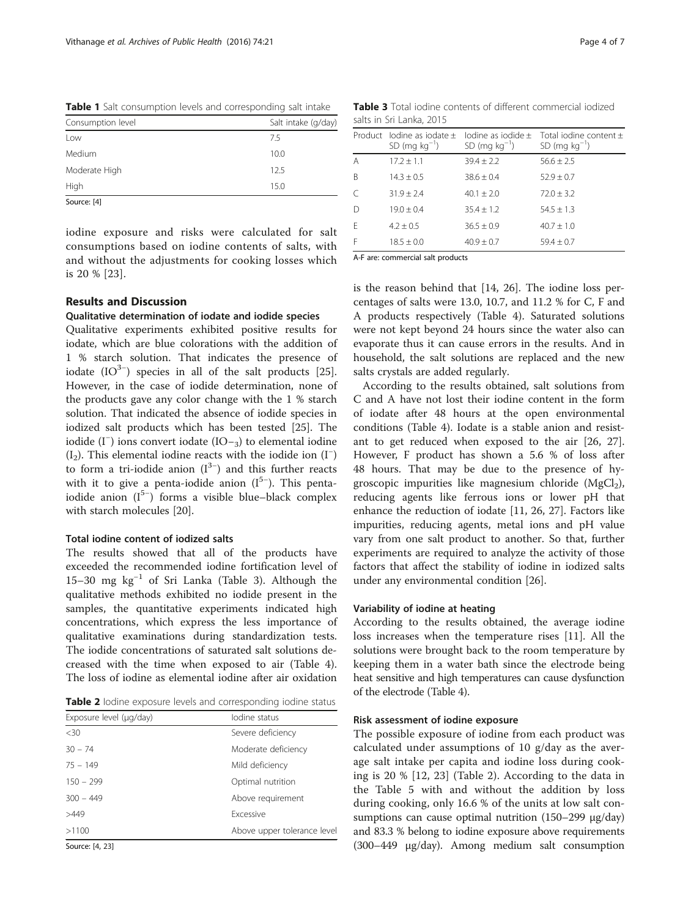**Table 1** Salt consumption levels and corresponding salt intake

| Consumption level | Salt intake (g/day) |
|---|---|
| Low | 7.5 |
| Medium | 10.0 |
| Moderate High | 12.5 |
| High | 15.0 |

Source: [4]

iodine exposure and risks were calculated for salt consumptions based on iodine contents of salts, with and without the adjustments for cooking losses which is 20 % [23].

## Results and Discussion

### Qualitative determination of iodate and iodide species

Qualitative experiments exhibited positive results for iodate, which are blue colorations with the addition of 1 % starch solution. That indicates the presence of iodate ($IO^{3-}$) species in all of the salt products [25]. However, in the case of iodide determination, none of the products gave any color change with the 1 % starch solution. That indicated the absence of iodide species in iodized salt products which has been tested [25]. The iodide ($I^-$) ions convert iodate ($IO-_3$) to elemental iodine ($I_2$). This elemental iodine reacts with the iodide ion ($I^-$) to form a tri-iodide anion ($I^{3-}$) and this further reacts with it to give a penta-iodide anion ($I^{5-}$). This penta-iodide anion ($I^{5-}$) forms a visible blue–black complex with starch molecules [20].

### Total iodine content of iodized salts

The results showed that all of the products have exceeded the recommended iodine fortification level of 15–30 mg $kg^{-1}$ of Sri Lanka (Table 3). Although the qualitative methods exhibited no iodide present in the samples, the quantitative experiments indicated high concentrations, which express the less importance of qualitative examinations during standardization tests. The iodide concentrations of saturated salt solutions decreased with the time when exposed to air (Table 4). The loss of iodine as elemental iodine after air oxidation is the reason behind that [14, 26]. The iodine loss percentages of salts were 13.0, 10.7, and 11.2 % for C, F and A products respectively (Table 4). Saturated solutions were not kept beyond 24 hours since the water also can evaporate thus it can cause errors in the results. And in household, the salt solutions are replaced and the new salts crystals are added regularly.

**Table 2** Iodine exposure levels and corresponding iodine status

| Exposure level (μg/day) | Iodine status |
|---|---|
| <30 | Severe deficiency |
| 30 – 74 | Moderate deficiency |
| 75 – 149 | Mild deficiency |
| 150 – 299 | Optimal nutrition |
| 300 – 449 | Above requirement |
| >449 | Excessive |
| >1100 | Above upper tolerance level |

Source: [4, 23]

**Table 3** Total iodine contents of different commercial iodized salts in Sri Lanka, 2015

| Product | Iodine as iodate ± SD (mg $kg^{-1}$) | Iodine as iodide ± SD (mg $kg^{-1}$) | Total iodine content ± SD (mg $kg^{-1}$) |
|---|---|---|---|
| A | 17.2 ± 1.1 | 39.4 ± 2.2 | 56.6 ± 2.5 |
| B | 14.3 ± 0.5 | 38.6 ± 0.4 | 52.9 ± 0.7 |
| C | 31.9 ± 2.4 | 40.1 ± 2.0 | 72.0 ± 3.2 |
| D | 19.0 ± 0.4 | 35.4 ± 1.2 | 54.5 ± 1.3 |
| E | 4.2 ± 0.5 | 36.5 ± 0.9 | 40.7 ± 1.0 |
| F | 18.5 ± 0.0 | 40.9 ± 0.7 | 59.4 ± 0.7 |

A-F are: commercial salt products

According to the results obtained, salt solutions from C and A have not lost their iodine content in the form of iodate after 48 hours at the open environmental conditions (Table 4). Iodate is a stable anion and resistant to get reduced when exposed to the air [26, 27]. However, F product has shown a 5.6 % of loss after 48 hours. That may be due to the presence of hygroscopic impurities like magnesium chloride ($MgCl_2$), reducing agents like ferrous ions or lower pH that enhance the reduction of iodate [11, 26, 27]. Factors like impurities, reducing agents, metal ions and pH value vary from one salt product to another. So that, further experiments are required to analyze the activity of those factors that affect the stability of iodine in iodized salts under any environmental condition [26].

### Variability of iodine at heating

According to the results obtained, the average iodine loss increases when the temperature rises [11]. All the solutions were brought back to the room temperature by keeping them in a water bath since the electrode being heat sensitive and high temperatures can cause dysfunction of the electrode (Table 4).

### Risk assessment of iodine exposure

The possible exposure of iodine from each product was calculated under assumptions of 10 g/day as the average salt intake per capita and iodine loss during cooking is 20 % [12, 23] (Table 2). According to the data in the Table 5 with and without the addition by loss during cooking, only 16.6 % of the units at low salt consumptions can cause optimal nutrition (150–299 μg/day) and 83.3 % belong to iodine exposure above requirements (300–449 μg/day). Among medium salt consumption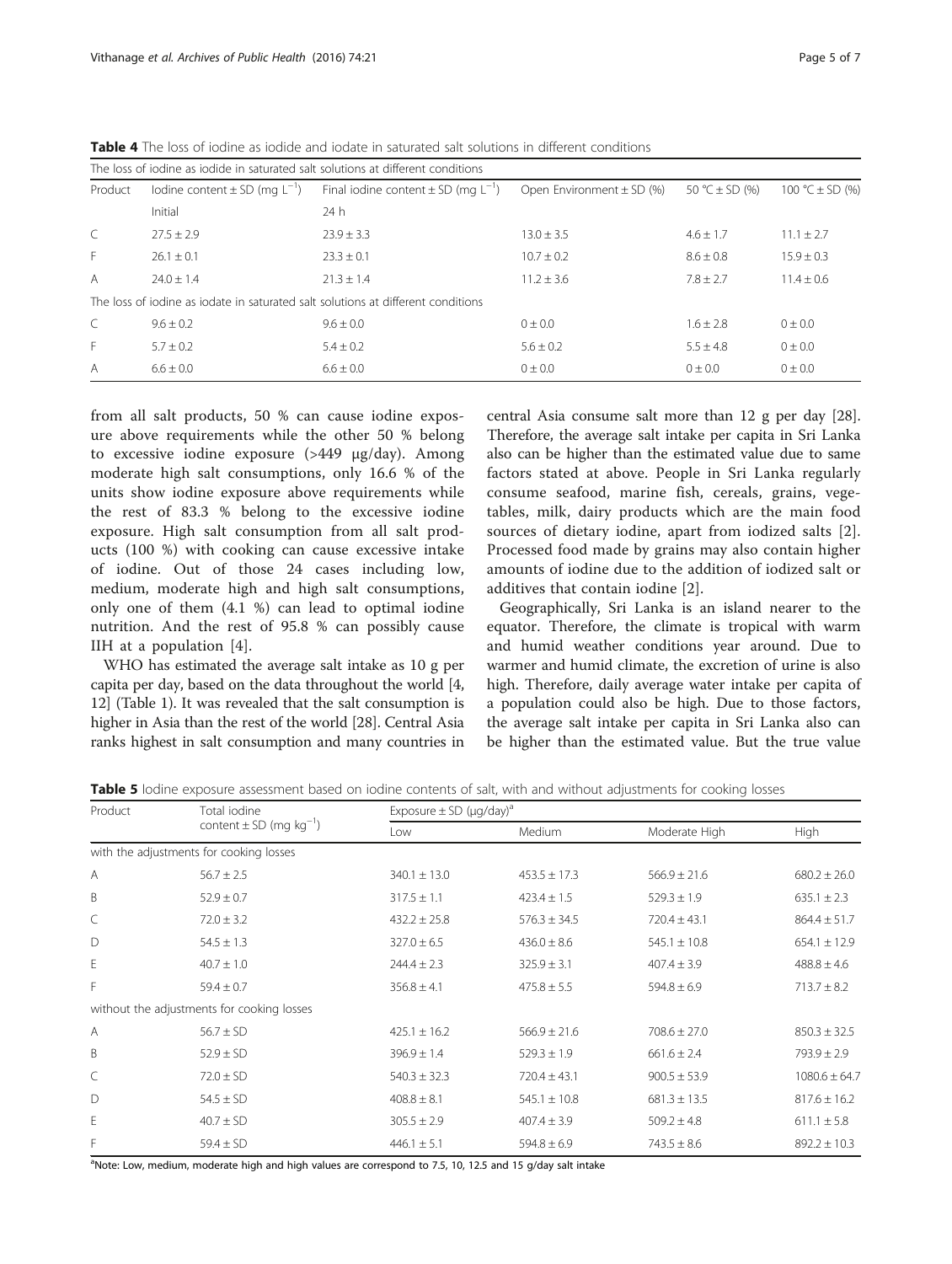**Table 4** The loss of iodine as iodide and iodate in saturated salt solutions in different conditions

| Product | Iodine content ± SD (mg $L^{-1}$) Initial | Final iodine content ± SD (mg $L^{-1}$) 24 h | Open Environment ± SD (%) | 50 °C ± SD (%) | 100 °C ± SD (%) |
|---|---|---|---|---|---|
| The loss of iodine as iodide in saturated salt solutions at different conditions | | | | | |
| C | 27.5 ± 2.9 | 23.9 ± 3.3 | 13.0 ± 3.5 | 4.6 ± 1.7 | 11.1 ± 2.7 |
| F | 26.1 ± 0.1 | 23.3 ± 0.1 | 10.7 ± 0.2 | 8.6 ± 0.8 | 15.9 ± 0.3 |
| A | 24.0 ± 1.4 | 21.3 ± 1.4 | 11.2 ± 3.6 | 7.8 ± 2.7 | 11.4 ± 0.6 |
| The loss of iodine as iodate in saturated salt solutions at different conditions | | | | | |
| C | 9.6 ± 0.2 | 9.6 ± 0.0 | 0 ± 0.0 | 1.6 ± 2.8 | 0 ± 0.0 |
| F | 5.7 ± 0.2 | 5.4 ± 0.2 | 5.6 ± 0.2 | 5.5 ± 4.8 | 0 ± 0.0 |
| A | 6.6 ± 0.0 | 6.6 ± 0.0 | 0 ± 0.0 | 0 ± 0.0 | 0 ± 0.0 |

from all salt products, 50 % can cause iodine exposure above requirements while the other 50 % belong to excessive iodine exposure (>449 μg/day). Among moderate high salt consumptions, only 16.6 % of the units show iodine exposure above requirements while the rest of 83.3 % belong to the excessive iodine exposure. High salt consumption from all salt products (100 %) with cooking can cause excessive intake of iodine. Out of those 24 cases including low, medium, moderate high and high salt consumptions, only one of them (4.1 %) can lead to optimal iodine nutrition. And the rest of 95.8 % can possibly cause IIH at a population [4].

WHO has estimated the average salt intake as 10 g per capita per day, based on the data throughout the world [4, 12] (Table 1). It was revealed that the salt consumption is higher in Asia than the rest of the world [28]. Central Asia ranks highest in salt consumption and many countries in central Asia consume salt more than 12 g per day [28]. Therefore, the average salt intake per capita in Sri Lanka also can be higher than the estimated value due to same factors stated at above. People in Sri Lanka regularly consume seafood, marine fish, cereals, grains, vegetables, milk, dairy products which are the main food sources of dietary iodine, apart from iodized salts [2]. Processed food made by grains may also contain higher amounts of iodine due to the addition of iodized salt or additives that contain iodine [2].

Geographically, Sri Lanka is an island nearer to the equator. Therefore, the climate is tropical with warm and humid weather conditions year around. Due to warmer and humid climate, the excretion of urine is also high. Therefore, daily average water intake per capita of a population could also be high. Due to those factors, the average salt intake per capita in Sri Lanka also can be higher than the estimated value. But the true value

**Table 5** Iodine exposure assessment based on iodine contents of salt, with and without adjustments for cooking losses

| Product | Total iodine content ± SD (mg $kg^{-1}$) | Exposure ± SD (μg/day)[a] | | | |
|---|---|---|---|---|---|
| | | Low | Medium | Moderate High | High |
| with the adjustments for cooking losses | | | | | |
| A | 56.7 ± 2.5 | 340.1 ± 13.0 | 453.5 ± 17.3 | 566.9 ± 21.6 | 680.2 ± 26.0 |
| B | 52.9 ± 0.7 | 317.5 ± 1.1 | 423.4 ± 1.5 | 529.3 ± 1.9 | 635.1 ± 2.3 |
| C | 72.0 ± 3.2 | 432.2 ± 25.8 | 576.3 ± 34.5 | 720.4 ± 43.1 | 864.4 ± 51.7 |
| D | 54.5 ± 1.3 | 327.0 ± 6.5 | 436.0 ± 8.6 | 545.1 ± 10.8 | 654.1 ± 12.9 |
| E | 40.7 ± 1.0 | 244.4 ± 2.3 | 325.9 ± 3.1 | 407.4 ± 3.9 | 488.8 ± 4.6 |
| F | 59.4 ± 0.7 | 356.8 ± 4.1 | 475.8 ± 5.5 | 594.8 ± 6.9 | 713.7 ± 8.2 |
| without the adjustments for cooking losses | | | | | |
| A | 56.7 ± SD | 425.1 ± 16.2 | 566.9 ± 21.6 | 708.6 ± 27.0 | 850.3 ± 32.5 |
| B | 52.9 ± SD | 396.9 ± 1.4 | 529.3 ± 1.9 | 661.6 ± 2.4 | 793.9 ± 2.9 |
| C | 72.0 ± SD | 540.3 ± 32.3 | 720.4 ± 43.1 | 900.5 ± 53.9 | 1080.6 ± 64.7 |
| D | 54.5 ± SD | 408.8 ± 8.1 | 545.1 ± 10.8 | 681.3 ± 13.5 | 817.6 ± 16.2 |
| E | 40.7 ± SD | 305.5 ± 2.9 | 407.4 ± 3.9 | 509.2 ± 4.8 | 611.1 ± 5.8 |
| F | 59.4 ± SD | 446.1 ± 5.1 | 594.8 ± 6.9 | 743.5 ± 8.6 | 892.2 ± 10.3 |

[a]Note: Low, medium, moderate high and high values are correspond to 7.5, 10, 12.5 and 15 g/day salt intake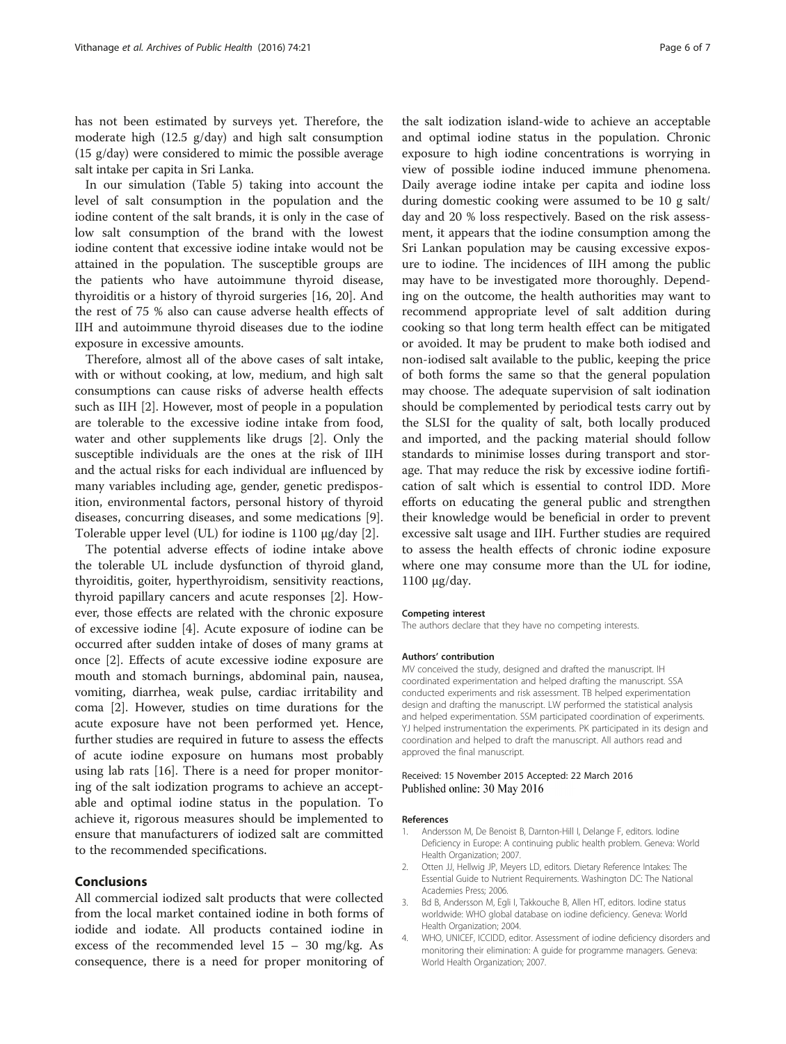has not been estimated by surveys yet. Therefore, the moderate high (12.5 g/day) and high salt consumption (15 g/day) were considered to mimic the possible average salt intake per capita in Sri Lanka.

In our simulation (Table 5) taking into account the level of salt consumption in the population and the iodine content of the salt brands, it is only in the case of low salt consumption of the brand with the lowest iodine content that excessive iodine intake would not be attained in the population. The susceptible groups are the patients who have autoimmune thyroid disease, thyroiditis or a history of thyroid surgeries [16, 20]. And the rest of 75 % also can cause adverse health effects of IIH and autoimmune thyroid diseases due to the iodine exposure in excessive amounts.

Therefore, almost all of the above cases of salt intake, with or without cooking, at low, medium, and high salt consumptions can cause risks of adverse health effects such as IIH [2]. However, most of people in a population are tolerable to the excessive iodine intake from food, water and other supplements like drugs [2]. Only the susceptible individuals are the ones at the risk of IIH and the actual risks for each individual are influenced by many variables including age, gender, genetic predisposition, environmental factors, personal history of thyroid diseases, concurring diseases, and some medications [9]. Tolerable upper level (UL) for iodine is 1100 μg/day [2].

The potential adverse effects of iodine intake above the tolerable UL include dysfunction of thyroid gland, thyroiditis, goiter, hyperthyroidism, sensitivity reactions, thyroid papillary cancers and acute responses [2]. However, those effects are related with the chronic exposure of excessive iodine [4]. Acute exposure of iodine can be occurred after sudden intake of doses of many grams at once [2]. Effects of acute excessive iodine exposure are mouth and stomach burnings, abdominal pain, nausea, vomiting, diarrhea, weak pulse, cardiac irritability and coma [2]. However, studies on time durations for the acute exposure have not been performed yet. Hence, further studies are required in future to assess the effects of acute iodine exposure on humans most probably using lab rats [16]. There is a need for proper monitoring of the salt iodization programs to achieve an acceptable and optimal iodine status in the population. To achieve it, rigorous measures should be implemented to ensure that manufacturers of iodized salt are committed to the recommended specifications.

## Conclusions

All commercial iodized salt products that were collected from the local market contained iodine in both forms of iodide and iodate. All products contained iodine in excess of the recommended level 15 – 30 mg/kg. As consequence, there is a need for proper monitoring of the salt iodization island-wide to achieve an acceptable and optimal iodine status in the population. Chronic exposure to high iodine concentrations is worrying in view of possible iodine induced immune phenomena. Daily average iodine intake per capita and iodine loss during domestic cooking were assumed to be 10 g salt/day and 20 % loss respectively. Based on the risk assessment, it appears that the iodine consumption among the Sri Lankan population may be causing excessive exposure to iodine. The incidences of IIH among the public may have to be investigated more thoroughly. Depending on the outcome, the health authorities may want to recommend appropriate level of salt addition during cooking so that long term health effect can be mitigated or avoided. It may be prudent to make both iodised and non-iodised salt available to the public, keeping the price of both forms the same so that the general population may choose. The adequate supervision of salt iodination should be complemented by periodical tests carry out by the SLSI for the quality of salt, both locally produced and imported, and the packing material should follow standards to minimise losses during transport and storage. That may reduce the risk by excessive iodine fortification of salt which is essential to control IDD. More efforts on educating the general public and strengthen their knowledge would be beneficial in order to prevent excessive salt usage and IIH. Further studies are required to assess the health effects of chronic iodine exposure where one may consume more than the UL for iodine, 1100 μg/day.

#### Competing interest

The authors declare that they have no competing interests.

#### Authors' contribution

MV conceived the study, designed and drafted the manuscript. IH coordinated experimentation and helped drafting the manuscript. SSA conducted experiments and risk assessment. TB helped experimentation design and drafting the manuscript. LW performed the statistical analysis and helped experimentation. SSM participated coordination of experiments. YJ helped instrumentation the experiments. PK participated in its design and coordination and helped to draft the manuscript. All authors read and approved the final manuscript.

Received: 15 November 2015 Accepted: 22 March 2016
Published online: 30 May 2016

#### References

1. Andersson M, De Benoist B, Darnton-Hill I, Delange F, editors. Iodine Deficiency in Europe: A continuing public health problem. Geneva: World Health Organization; 2007.
2. Otten JJ, Hellwig JP, Meyers LD, editors. Dietary Reference Intakes: The Essential Guide to Nutrient Requirements. Washington DC: The National Academies Press; 2006.
3. Bd B, Andersson M, Egli I, Takkouche B, Allen HT, editors. Iodine status worldwide: WHO global database on iodine deficiency. Geneva: World Health Organization; 2004.
4. WHO, UNICEF, ICCIDD, editor. Assessment of iodine deficiency disorders and monitoring their elimination: A guide for programme managers. Geneva: World Health Organization; 2007.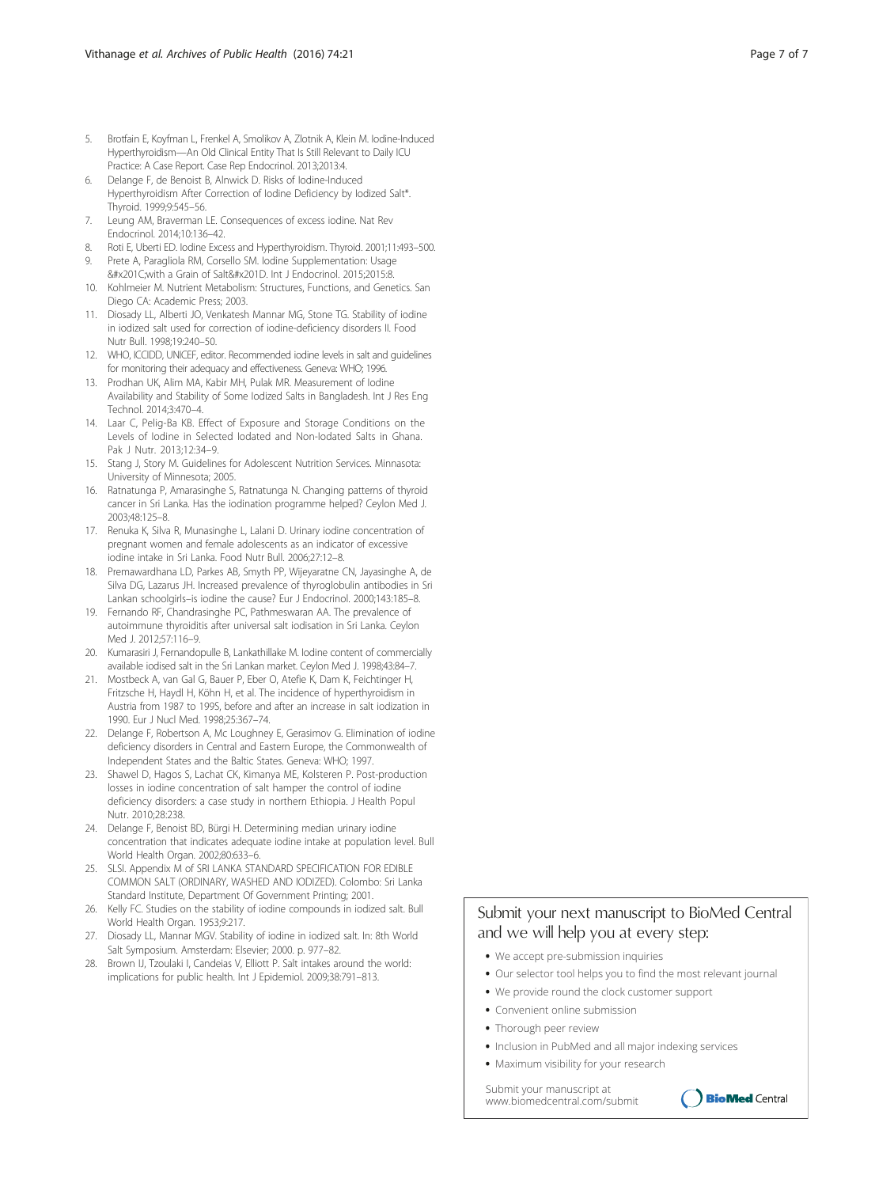5. Brotfain E, Koyfman L, Frenkel A, Smolikov A, Zlotnik A, Klein M. Iodine-Induced Hyperthyroidism—An Old Clinical Entity That Is Still Relevant to Daily ICU Practice: A Case Report. Case Rep Endocrinol. 2013;2013:4.
6. Delange F, de Benoist B, Alnwick D. Risks of Iodine-Induced Hyperthyroidism After Correction of Iodine Deficiency by Iodized Salt*. Thyroid. 1999;9:545–56.
7. Leung AM, Braverman LE. Consequences of excess iodine. Nat Rev Endocrinol. 2014;10:136–42.
8. Roti E, Uberti ED. Iodine Excess and Hyperthyroidism. Thyroid. 2001;11:493–500.
9. Prete A, Paragliola RM, Corsello SM. Iodine Supplementation: Usage &#x201C;with a Grain of Salt&#x201D. Int J Endocrinol. 2015;2015:8.
10. Kohlmeier M. Nutrient Metabolism: Structures, Functions, and Genetics. San Diego CA: Academic Press; 2003.
11. Diosady LL, Alberti JO, Venkatesh Mannar MG, Stone TG. Stability of iodine in iodized salt used for correction of iodine-deficiency disorders II. Food Nutr Bull. 1998;19:240–50.
12. WHO, ICCIDD, UNICEF, editor. Recommended iodine levels in salt and guidelines for monitoring their adequacy and effectiveness. Geneva: WHO; 1996.
13. Prodhan UK, Alim MA, Kabir MH, Pulak MR. Measurement of Iodine Availability and Stability of Some Iodized Salts in Bangladesh. Int J Res Eng Technol. 2014;3:470–4.
14. Laar C, Pelig-Ba KB. Effect of Exposure and Storage Conditions on the Levels of Iodine in Selected Iodated and Non-Iodated Salts in Ghana. Pak J Nutr. 2013;12:34–9.
15. Stang J, Story M. Guidelines for Adolescent Nutrition Services. Minnasota: University of Minnesota; 2005.
16. Ratnatunga P, Amarasinghe S, Ratnatunga N. Changing patterns of thyroid cancer in Sri Lanka. Has the iodination programme helped? Ceylon Med J. 2003;48:125–8.
17. Renuka K, Silva R, Munasinghe L, Lalani D. Urinary iodine concentration of pregnant women and female adolescents as an indicator of excessive iodine intake in Sri Lanka. Food Nutr Bull. 2006;27:12–8.
18. Premawardhana LD, Parkes AB, Smyth PP, Wijeyaratne CN, Jayasinghe A, de Silva DG, Lazarus JH. Increased prevalence of thyroglobulin antibodies in Sri Lankan schoolgirls–is iodine the cause? Eur J Endocrinol. 2000;143:185–8.
19. Fernando RF, Chandrasinghe PC, Pathmeswaran AA. The prevalence of autoimmune thyroiditis after universal salt iodisation in Sri Lanka. Ceylon Med J. 2012;57:116–9.
20. Kumarasiri J, Fernandopulle B, Lankathillake M. Iodine content of commercially available iodised salt in the Sri Lankan market. Ceylon Med J. 1998;43:84–7.
21. Mostbeck A, van Gal G, Bauer P, Eber O, Atefie K, Dam K, Feichtinger H, Fritzsche H, Haydl H, Köhn H, et al. The incidence of hyperthyroidism in Austria from 1987 to 199S, before and after an increase in salt iodization in 1990. Eur J Nucl Med. 1998;25:367–74.
22. Delange F, Robertson A, Mc Loughney E, Gerasimov G. Elimination of iodine deficiency disorders in Central and Eastern Europe, the Commonwealth of Independent States and the Baltic States. Geneva: WHO; 1997.
23. Shawel D, Hagos S, Lachat CK, Kimanya ME, Kolsteren P. Post-production losses in iodine concentration of salt hamper the control of iodine deficiency disorders: a case study in northern Ethiopia. J Health Popul Nutr. 2010;28:238.
24. Delange F, Benoist BD, Bürgi H. Determining median urinary iodine concentration that indicates adequate iodine intake at population level. Bull World Health Organ. 2002;80:633–6.
25. SLSI. Appendix M of SRI LANKA STANDARD SPECIFICATION FOR EDIBLE COMMON SALT (ORDINARY, WASHED AND IODIZED). Colombo: Sri Lanka Standard Institute, Department Of Government Printing; 2001.
26. Kelly FC. Studies on the stability of iodine compounds in iodized salt. Bull World Health Organ. 1953;9:217.
27. Diosady LL, Mannar MGV. Stability of iodine in iodized salt. In: 8th World Salt Symposium. Amsterdam: Elsevier; 2000. p. 977–82.
28. Brown IJ, Tzoulaki I, Candeias V, Elliott P. Salt intakes around the world: implications for public health. Int J Epidemiol. 2009;38:791–813.

Submit your next manuscript to BioMed Central and we will help you at every step:

- We accept pre-submission inquiries
- Our selector tool helps you to find the most relevant journal
- We provide round the clock customer support
- Convenient online submission
- Thorough peer review
- Inclusion in PubMed and all major indexing services
- Maximum visibility for your research

Submit your manuscript at
www.biomedcentral.com/submit

BioMed Central